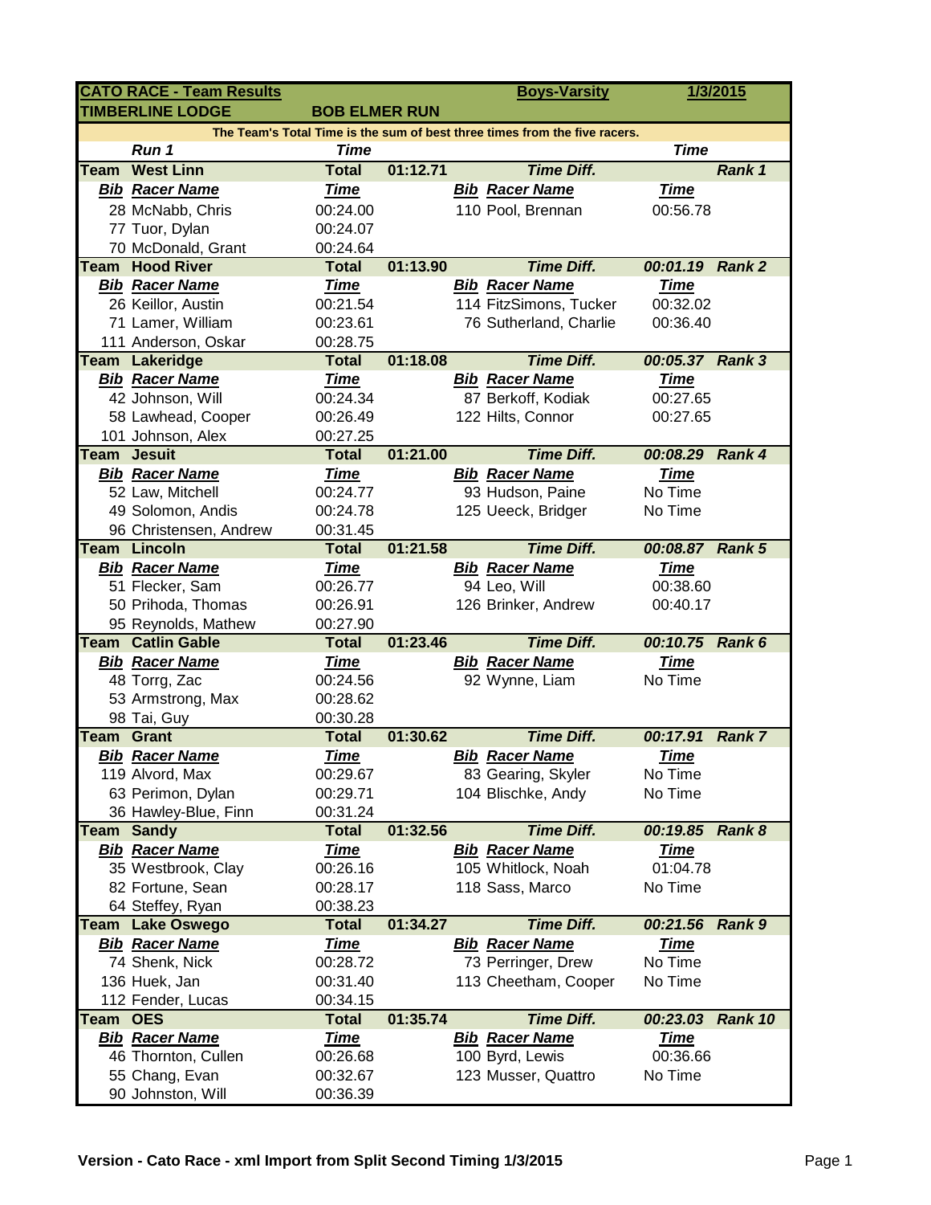| CATO RACE - Team Results | | | | | Boys-Varsity | 1/3/2015 | |
|---|---|---|---|---|---|---|---|
| TIMBERLINE LODGE | | BOB ELMER RUN | | | | | |
| The Team's Total Time is the sum of best three times from the five racers. | | | | | | | |
| | Run 1 | Time | | | | Time | |
| Team | West Linn | Total | 01:12.71 | | Time Diff. | | Rank 1 |
| Bib | Racer Name | Time | | Bib | Racer Name | Time | |
| 28 | McNabb, Chris | 00:24.00 | | 110 | Pool, Brennan | 00:56.78 | |
| 77 | Tuor, Dylan | 00:24.07 | | | | | |
| 70 | McDonald, Grant | 00:24.64 | | | | | |
| Team | Hood River | Total | 01:13.90 | | Time Diff. | 00:01.19 | Rank 2 |
| Bib | Racer Name | Time | | Bib | Racer Name | Time | |
| 26 | Keillor, Austin | 00:21.54 | | 114 | FitzSimons, Tucker | 00:32.02 | |
| 71 | Lamer, William | 00:23.61 | | 76 | Sutherland, Charlie | 00:36.40 | |
| 111 | Anderson, Oskar | 00:28.75 | | | | | |
| Team | Lakeridge | Total | 01:18.08 | | Time Diff. | 00:05.37 | Rank 3 |
| Bib | Racer Name | Time | | Bib | Racer Name | Time | |
| 42 | Johnson, Will | 00:24.34 | | 87 | Berkoff, Kodiak | 00:27.65 | |
| 58 | Lawhead, Cooper | 00:26.49 | | 122 | Hilts, Connor | 00:27.65 | |
| 101 | Johnson, Alex | 00:27.25 | | | | | |
| Team | Jesuit | Total | 01:21.00 | | Time Diff. | 00:08.29 | Rank 4 |
| Bib | Racer Name | Time | | Bib | Racer Name | Time | |
| 52 | Law, Mitchell | 00:24.77 | | 93 | Hudson, Paine | No Time | |
| 49 | Solomon, Andis | 00:24.78 | | 125 | Ueeck, Bridger | No Time | |
| 96 | Christensen, Andrew | 00:31.45 | | | | | |
| Team | Lincoln | Total | 01:21.58 | | Time Diff. | 00:08.87 | Rank 5 |
| Bib | Racer Name | Time | | Bib | Racer Name | Time | |
| 51 | Flecker, Sam | 00:26.77 | | 94 | Leo, Will | 00:38.60 | |
| 50 | Prihoda, Thomas | 00:26.91 | | 126 | Brinker, Andrew | 00:40.17 | |
| 95 | Reynolds, Mathew | 00:27.90 | | | | | |
| Team | Catlin Gable | Total | 01:23.46 | | Time Diff. | 00:10.75 | Rank 6 |
| Bib | Racer Name | Time | | Bib | Racer Name | Time | |
| 48 | Torrg, Zac | 00:24.56 | | 92 | Wynne, Liam | No Time | |
| 53 | Armstrong, Max | 00:28.62 | | | | | |
| 98 | Tai, Guy | 00:30.28 | | | | | |
| Team | Grant | Total | 01:30.62 | | Time Diff. | 00:17.91 | Rank 7 |
| Bib | Racer Name | Time | | Bib | Racer Name | Time | |
| 119 | Alvord, Max | 00:29.67 | | 83 | Gearing, Skyler | No Time | |
| 63 | Perimon, Dylan | 00:29.71 | | 104 | Blischke, Andy | No Time | |
| 36 | Hawley-Blue, Finn | 00:31.24 | | | | | |
| Team | Sandy | Total | 01:32.56 | | Time Diff. | 00:19.85 | Rank 8 |
| Bib | Racer Name | Time | | Bib | Racer Name | Time | |
| 35 | Westbrook, Clay | 00:26.16 | | 105 | Whitlock, Noah | 01:04.78 | |
| 82 | Fortune, Sean | 00:28.17 | | 118 | Sass, Marco | No Time | |
| 64 | Steffey, Ryan | 00:38.23 | | | | | |
| Team | Lake Oswego | Total | 01:34.27 | | Time Diff. | 00:21.56 | Rank 9 |
| Bib | Racer Name | Time | | Bib | Racer Name | Time | |
| 74 | Shenk, Nick | 00:28.72 | | 73 | Perringer, Drew | No Time | |
| 136 | Huek, Jan | 00:31.40 | | 113 | Cheetham, Cooper | No Time | |
| 112 | Fender, Lucas | 00:34.15 | | | | | |
| Team | OES | Total | 01:35.74 | | Time Diff. | 00:23.03 | Rank 10 |
| Bib | Racer Name | Time | | Bib | Racer Name | Time | |
| 46 | Thornton, Cullen | 00:26.68 | | 100 | Byrd, Lewis | 00:36.66 | |
| 55 | Chang, Evan | 00:32.67 | | 123 | Musser, Quattro | No Time | |
| 90 | Johnston, Will | 00:36.39 | | | | | |

Version - Cato Race - xml Import from Split Second Timing 1/3/2015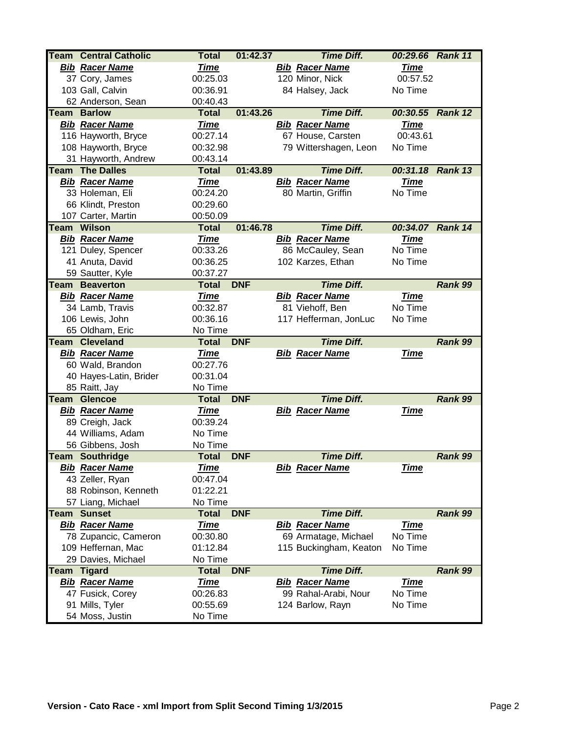| Team | Central Catholic | Total | 01:42.37 | | Time Diff. | 00:29.66 | Rank 11 |
|---|---|---|---|---|---|---|---|
| Bib | Racer Name | Time | | Bib | Racer Name | Time | |
| 37 | Cory, James | 00:25.03 | | 120 | Minor, Nick | 00:57.52 | |
| 103 | Gall, Calvin | 00:36.91 | | 84 | Halsey, Jack | No Time | |
| 62 | Anderson, Sean | 00:40.43 | | | | | |
| Team | Barlow | Total | 01:43.26 | | Time Diff. | 00:30.55 | Rank 12 |
| Bib | Racer Name | Time | | Bib | Racer Name | Time | |
| 116 | Hayworth, Bryce | 00:27.14 | | 67 | House, Carsten | 00:43.61 | |
| 108 | Hayworth, Bryce | 00:32.98 | | 79 | Wittershagen, Leon | No Time | |
| 31 | Hayworth, Andrew | 00:43.14 | | | | | |
| Team | The Dalles | Total | 01:43.89 | | Time Diff. | 00:31.18 | Rank 13 |
| Bib | Racer Name | Time | | Bib | Racer Name | Time | |
| 33 | Holeman, Eli | 00:24.20 | | 80 | Martin, Griffin | No Time | |
| 66 | Klindt, Preston | 00:29.60 | | | | | |
| 107 | Carter, Martin | 00:50.09 | | | | | |
| Team | Wilson | Total | 01:46.78 | | Time Diff. | 00:34.07 | Rank 14 |
| Bib | Racer Name | Time | | Bib | Racer Name | Time | |
| 121 | Duley, Spencer | 00:33.26 | | 86 | McCauley, Sean | No Time | |
| 41 | Anuta, David | 00:36.25 | | 102 | Karzes, Ethan | No Time | |
| 59 | Sautter, Kyle | 00:37.27 | | | | | |
| Team | Beaverton | Total | DNF | | Time Diff. | | Rank 99 |
| Bib | Racer Name | Time | | Bib | Racer Name | Time | |
| 34 | Lamb, Travis | 00:32.87 | | 81 | Viehoff, Ben | No Time | |
| 106 | Lewis, John | 00:36.16 | | 117 | Hefferman, JonLuc | No Time | |
| 65 | Oldham, Eric | No Time | | | | | |
| Team | Cleveland | Total | DNF | | Time Diff. | | Rank 99 |
| Bib | Racer Name | Time | | Bib | Racer Name | Time | |
| 60 | Wald, Brandon | 00:27.76 | | | | | |
| 40 | Hayes-Latin, Brider | 00:31.04 | | | | | |
| 85 | Raitt, Jay | No Time | | | | | |
| Team | Glencoe | Total | DNF | | Time Diff. | | Rank 99 |
| Bib | Racer Name | Time | | Bib | Racer Name | Time | |
| 89 | Creigh, Jack | 00:39.24 | | | | | |
| 44 | Williams, Adam | No Time | | | | | |
| 56 | Gibbens, Josh | No Time | | | | | |
| Team | Southridge | Total | DNF | | Time Diff. | | Rank 99 |
| Bib | Racer Name | Time | | Bib | Racer Name | Time | |
| 43 | Zeller, Ryan | 00:47.04 | | | | | |
| 88 | Robinson, Kenneth | 01:22.21 | | | | | |
| 57 | Liang, Michael | No Time | | | | | |
| Team | Sunset | Total | DNF | | Time Diff. | | Rank 99 |
| Bib | Racer Name | Time | | Bib | Racer Name | Time | |
| 78 | Zupancic, Cameron | 00:30.80 | | 69 | Armatage, Michael | No Time | |
| 109 | Heffernan, Mac | 01:12.84 | | 115 | Buckingham, Keaton | No Time | |
| 29 | Davies, Michael | No Time | | | | | |
| Team | Tigard | Total | DNF | | Time Diff. | | Rank 99 |
| Bib | Racer Name | Time | | Bib | Racer Name | Time | |
| 47 | Fusick, Corey | 00:26.83 | | 99 | Rahal-Arabi, Nour | No Time | |
| 91 | Mills, Tyler | 00:55.69 | | 124 | Barlow, Rayn | No Time | |
| 54 | Moss, Justin | No Time | | | | | |

**Version - Cato Race - xml Import from Split Second Timing 1/3/2015**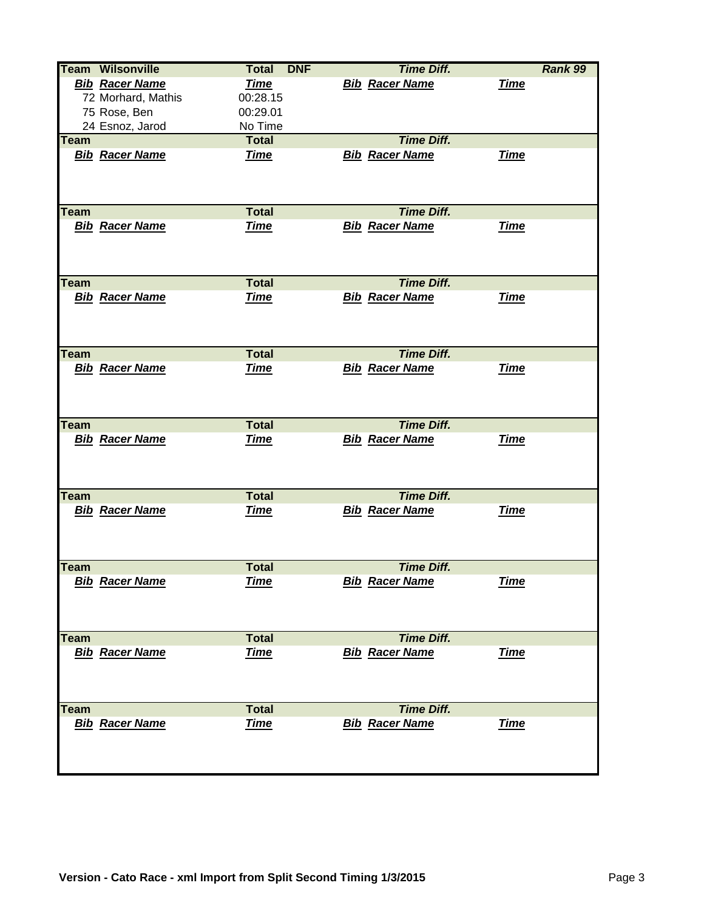| Team Wilsonville | | Total DNF | Time Diff. | | | Rank 99 |
|---|---|---|---|---|---|---|
| ***Bib*** | ***Racer Name*** | ***Time*** | ***Bib*** | ***Racer Name*** | ***Time*** | |
| 72 | Morhard, Mathis | 00:28.15 | | | | |
| 75 | Rose, Ben | 00:29.01 | | | | |
| 24 | Esnoz, Jarod | No Time | | | | |

| Team | | Total | Time Diff. | | |
|---|---|---|---|---|---|
| ***Bib*** | ***Racer Name*** | ***Time*** | ***Bib*** | ***Racer Name*** | ***Time*** |

| Team | | Total | Time Diff. | | |
|---|---|---|---|---|---|
| ***Bib*** | ***Racer Name*** | ***Time*** | ***Bib*** | ***Racer Name*** | ***Time*** |

| Team | | Total | Time Diff. | | |
|---|---|---|---|---|---|
| ***Bib*** | ***Racer Name*** | ***Time*** | ***Bib*** | ***Racer Name*** | ***Time*** |

| Team | | Total | Time Diff. | | |
|---|---|---|---|---|---|
| ***Bib*** | ***Racer Name*** | ***Time*** | ***Bib*** | ***Racer Name*** | ***Time*** |

| Team | | Total | Time Diff. | | |
|---|---|---|---|---|---|
| ***Bib*** | ***Racer Name*** | ***Time*** | ***Bib*** | ***Racer Name*** | ***Time*** |

| Team | | Total | Time Diff. | | |
|---|---|---|---|---|---|
| ***Bib*** | ***Racer Name*** | ***Time*** | ***Bib*** | ***Racer Name*** | ***Time*** |

| Team | | Total | Time Diff. | | |
|---|---|---|---|---|---|
| ***Bib*** | ***Racer Name*** | ***Time*** | ***Bib*** | ***Racer Name*** | ***Time*** |

| Team | | Total | Time Diff. | | |
|---|---|---|---|---|---|
| ***Bib*** | ***Racer Name*** | ***Time*** | ***Bib*** | ***Racer Name*** | ***Time*** |

| Team | | Total | Time Diff. | | |
|---|---|---|---|---|---|
| ***Bib*** | ***Racer Name*** | ***Time*** | ***Bib*** | ***Racer Name*** | ***Time*** |

**Version - Cato Race - xml Import from Split Second Timing 1/3/2015**